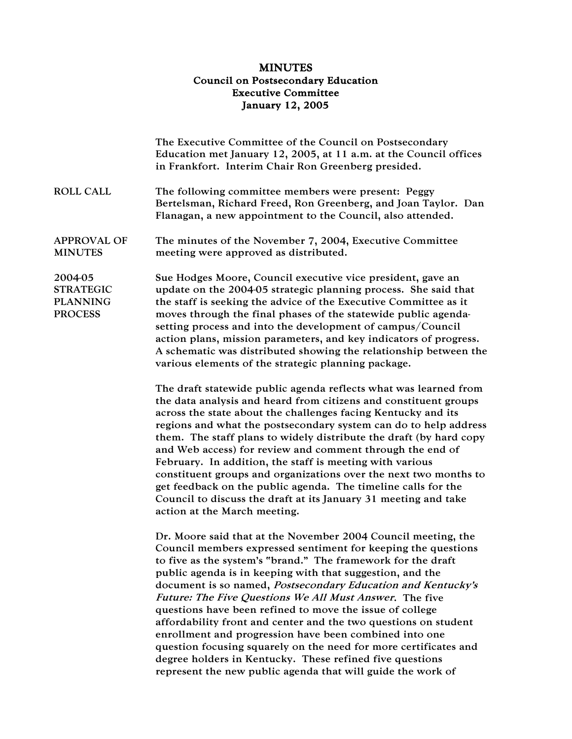# MINUTES

## Council on Postsecondary Education
## Executive Committee
## January 12, 2005

The Executive Committee of the Council on Postsecondary Education met January 12, 2005, at 11 a.m. at the Council offices in Frankfort. Interim Chair Ron Greenberg presided.

**ROLL CALL**

The following committee members were present: Peggy Bertelsman, Richard Freed, Ron Greenberg, and Joan Taylor. Dan Flanagan, a new appointment to the Council, also attended.

**APPROVAL OF MINUTES**

The minutes of the November 7, 2004, Executive Committee meeting were approved as distributed.

**2004-05 STRATEGIC PLANNING PROCESS**

Sue Hodges Moore, Council executive vice president, gave an update on the 2004-05 strategic planning process. She said that the staff is seeking the advice of the Executive Committee as it moves through the final phases of the statewide public agenda-setting process and into the development of campus/Council action plans, mission parameters, and key indicators of progress. A schematic was distributed showing the relationship between the various elements of the strategic planning package.

The draft statewide public agenda reflects what was learned from the data analysis and heard from citizens and constituent groups across the state about the challenges facing Kentucky and its regions and what the postsecondary system can do to help address them. The staff plans to widely distribute the draft (by hard copy and Web access) for review and comment through the end of February. In addition, the staff is meeting with various constituent groups and organizations over the next two months to get feedback on the public agenda. The timeline calls for the Council to discuss the draft at its January 31 meeting and take action at the March meeting.

Dr. Moore said that at the November 2004 Council meeting, the Council members expressed sentiment for keeping the questions to five as the system's "brand." The framework for the draft public agenda is in keeping with that suggestion, and the document is so named, *Postsecondary Education and Kentucky's Future: The Five Questions We All Must Answer*. The five questions have been refined to move the issue of college affordability front and center and the two questions on student enrollment and progression have been combined into one question focusing squarely on the need for more certificates and degree holders in Kentucky. These refined five questions represent the new public agenda that will guide the work of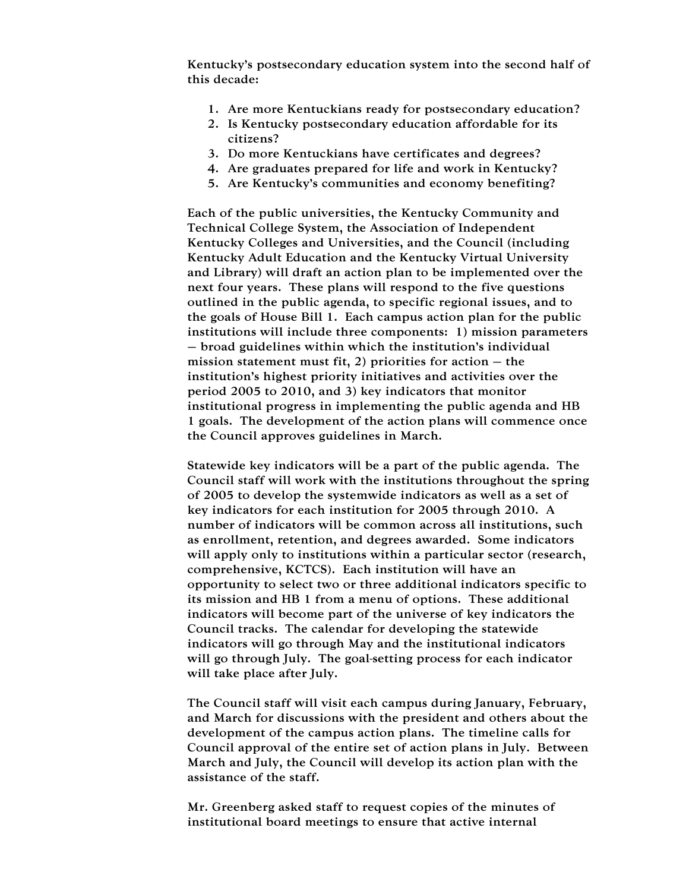Kentucky's postsecondary education system into the second half of this decade:

1. Are more Kentuckians ready for postsecondary education?
2. Is Kentucky postsecondary education affordable for its citizens?
3. Do more Kentuckians have certificates and degrees?
4. Are graduates prepared for life and work in Kentucky?
5. Are Kentucky's communities and economy benefiting?

Each of the public universities, the Kentucky Community and Technical College System, the Association of Independent Kentucky Colleges and Universities, and the Council (including Kentucky Adult Education and the Kentucky Virtual University and Library) will draft an action plan to be implemented over the next four years. These plans will respond to the five questions outlined in the public agenda, to specific regional issues, and to the goals of House Bill 1. Each campus action plan for the public institutions will include three components: 1) mission parameters – broad guidelines within which the institution's individual mission statement must fit, 2) priorities for action – the institution's highest priority initiatives and activities over the period 2005 to 2010, and 3) key indicators that monitor institutional progress in implementing the public agenda and HB 1 goals. The development of the action plans will commence once the Council approves guidelines in March.

Statewide key indicators will be a part of the public agenda. The Council staff will work with the institutions throughout the spring of 2005 to develop the systemwide indicators as well as a set of key indicators for each institution for 2005 through 2010. A number of indicators will be common across all institutions, such as enrollment, retention, and degrees awarded. Some indicators will apply only to institutions within a particular sector (research, comprehensive, KCTCS). Each institution will have an opportunity to select two or three additional indicators specific to its mission and HB 1 from a menu of options. These additional indicators will become part of the universe of key indicators the Council tracks. The calendar for developing the statewide indicators will go through May and the institutional indicators will go through July. The goal-setting process for each indicator will take place after July.

The Council staff will visit each campus during January, February, and March for discussions with the president and others about the development of the campus action plans. The timeline calls for Council approval of the entire set of action plans in July. Between March and July, the Council will develop its action plan with the assistance of the staff.

Mr. Greenberg asked staff to request copies of the minutes of institutional board meetings to ensure that active internal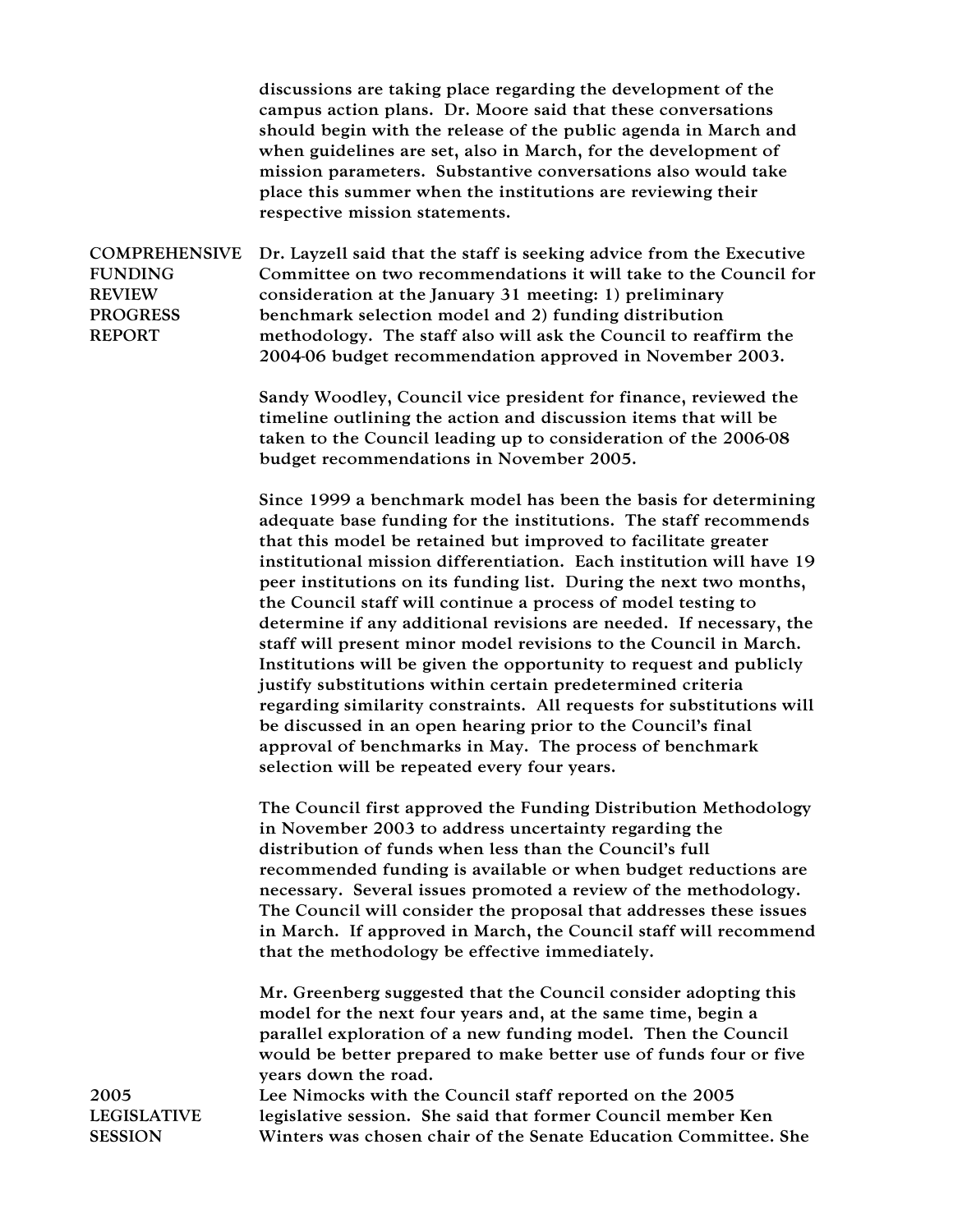discussions are taking place regarding the development of the campus action plans. Dr. Moore said that these conversations should begin with the release of the public agenda in March and when guidelines are set, also in March, for the development of mission parameters. Substantive conversations also would take place this summer when the institutions are reviewing their respective mission statements.

**COMPREHENSIVE FUNDING REVIEW PROGRESS REPORT**

Dr. Layzell said that the staff is seeking advice from the Executive Committee on two recommendations it will take to the Council for consideration at the January 31 meeting: 1) preliminary benchmark selection model and 2) funding distribution methodology. The staff also will ask the Council to reaffirm the 2004-06 budget recommendation approved in November 2003.

Sandy Woodley, Council vice president for finance, reviewed the timeline outlining the action and discussion items that will be taken to the Council leading up to consideration of the 2006-08 budget recommendations in November 2005.

Since 1999 a benchmark model has been the basis for determining adequate base funding for the institutions. The staff recommends that this model be retained but improved to facilitate greater institutional mission differentiation. Each institution will have 19 peer institutions on its funding list. During the next two months, the Council staff will continue a process of model testing to determine if any additional revisions are needed. If necessary, the staff will present minor model revisions to the Council in March. Institutions will be given the opportunity to request and publicly justify substitutions within certain predetermined criteria regarding similarity constraints. All requests for substitutions will be discussed in an open hearing prior to the Council's final approval of benchmarks in May. The process of benchmark selection will be repeated every four years.

The Council first approved the Funding Distribution Methodology in November 2003 to address uncertainty regarding the distribution of funds when less than the Council's full recommended funding is available or when budget reductions are necessary. Several issues promoted a review of the methodology. The Council will consider the proposal that addresses these issues in March. If approved in March, the Council staff will recommend that the methodology be effective immediately.

Mr. Greenberg suggested that the Council consider adopting this model for the next four years and, at the same time, begin a parallel exploration of a new funding model. Then the Council would be better prepared to make better use of funds four or five years down the road.

**2005 LEGISLATIVE SESSION**

Lee Nimocks with the Council staff reported on the 2005 legislative session. She said that former Council member Ken Winters was chosen chair of the Senate Education Committee. She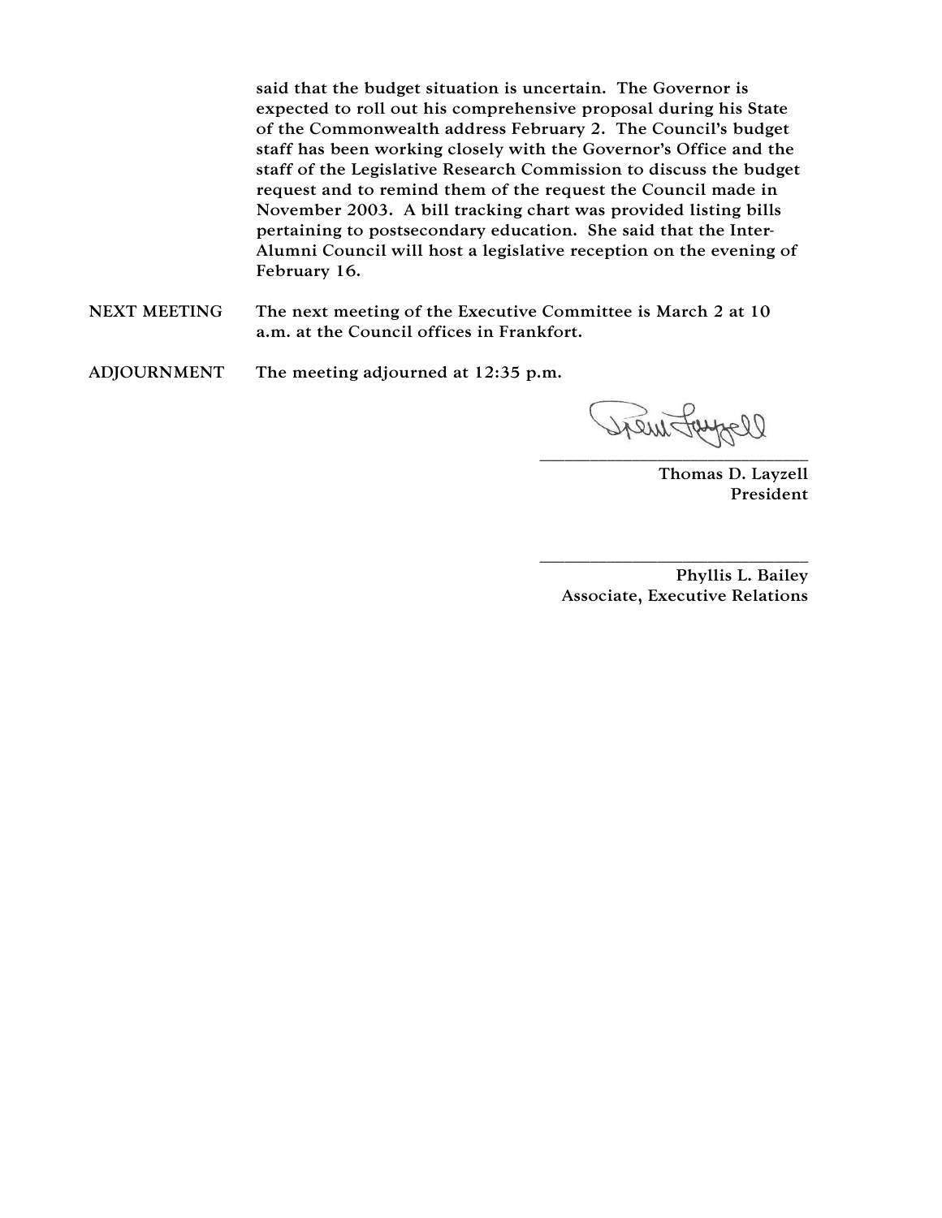said that the budget situation is uncertain. The Governor is expected to roll out his comprehensive proposal during his State of the Commonwealth address February 2. The Council's budget staff has been working closely with the Governor's Office and the staff of the Legislative Research Commission to discuss the budget request and to remind them of the request the Council made in November 2003. A bill tracking chart was provided listing bills pertaining to postsecondary education. She said that the Inter-Alumni Council will host a legislative reception on the evening of February 16.

**NEXT MEETING** The next meeting of the Executive Committee is March 2 at 10 a.m. at the Council offices in Frankfort.

**ADJOURNMENT** The meeting adjourned at 12:35 p.m.

\_\_\_\_\_\_\_\_\_\_\_\_\_\_\_\_\_\_\_\_\_\_\_\_\_\_\_\_\_\_

Thomas D. Layzell
President

\_\_\_\_\_\_\_\_\_\_\_\_\_\_\_\_\_\_\_\_\_\_\_\_\_\_\_\_\_\_

Phyllis L. Bailey
Associate, Executive Relations